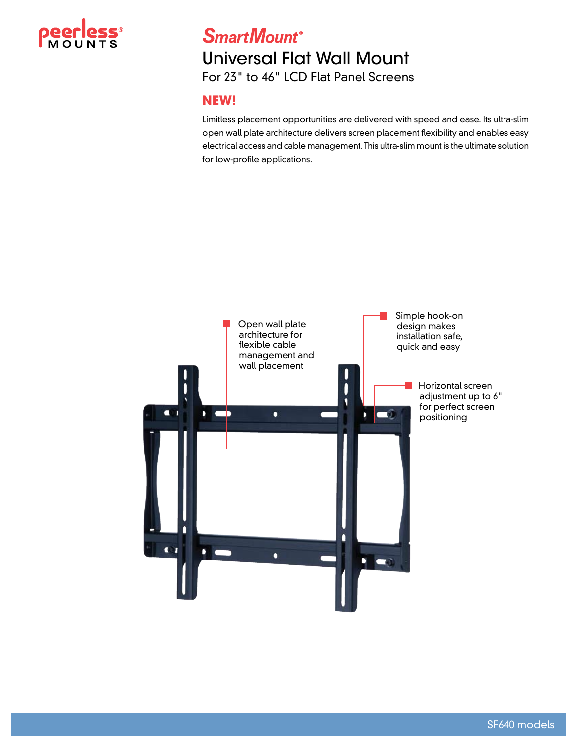peerless® MOUNTS

# SmartMount®

## Universal Flat Wall Mount

For 23" to 46" LCD Flat Panel Screens

**NEW!**

Limitless placement opportunities are delivered with speed and ease. Its ultra-slim open wall plate architecture delivers screen placement flexibility and enables easy electrical access and cable management. This ultra-slim mount is the ultimate solution for low-profile applications.

- Open wall plate architecture for flexible cable management and wall placement
- Simple hook-on design makes installation safe, quick and easy
- Horizontal screen adjustment up to 6" for perfect screen positioning

SF640 models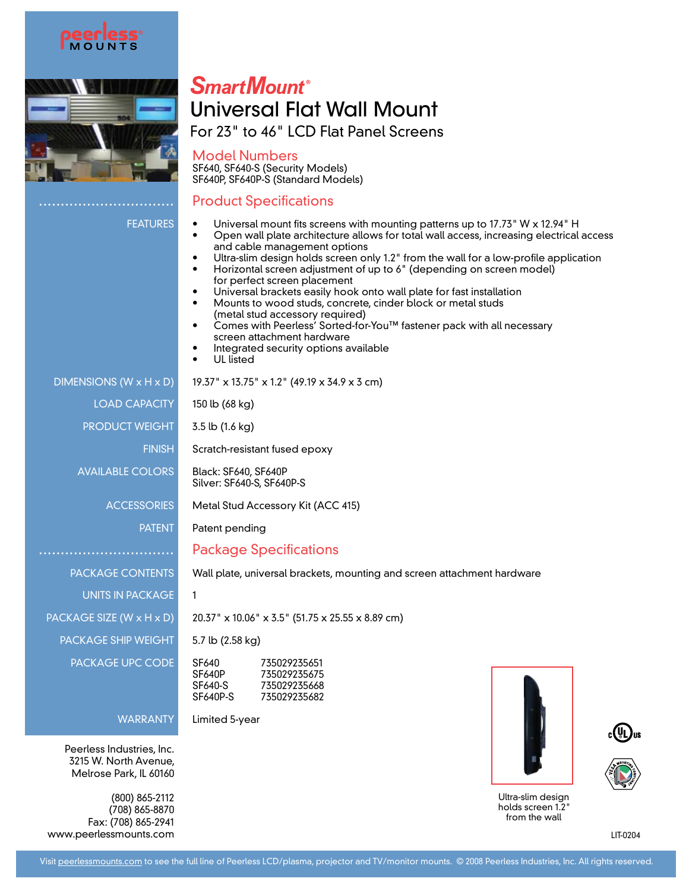peerless MOUNTS

# SmartMount®

## Universal Flat Wall Mount

For 23" to 46" LCD Flat Panel Screens

### Model Numbers

SF640, SF640-S (Security Models)
SF640P, SF640P-S (Standard Models)

### Product Specifications

| | |
|---|---|
| FEATURES | • Universal mount fits screens with mounting patterns up to 17.73" W x 12.94" H<br>• Open wall plate architecture allows for total wall access, increasing electrical access and cable management options<br>• Ultra-slim design holds screen only 1.2" from the wall for a low-profile application<br>• Horizontal screen adjustment of up to 6" (depending on screen model) for perfect screen placement<br>• Universal brackets easily hook onto wall plate for fast installation<br>• Mounts to wood studs, concrete, cinder block or metal studs (metal stud accessory required)<br>• Comes with Peerless' Sorted-for-You™ fastener pack with all necessary screen attachment hardware<br>• Integrated security options available<br>• UL listed |
| DIMENSIONS (W x H x D) | 19.37" x 13.75" x 1.2" (49.19 x 34.9 x 3 cm) |
| LOAD CAPACITY | 150 lb (68 kg) |
| PRODUCT WEIGHT | 3.5 lb (1.6 kg) |
| FINISH | Scratch-resistant fused epoxy |
| AVAILABLE COLORS | Black: SF640, SF640P<br>Silver: SF640-S, SF640P-S |
| ACCESSORIES | Metal Stud Accessory Kit (ACC 415) |
| PATENT | Patent pending |

### Package Specifications

| | |
|---|---|
| PACKAGE CONTENTS | Wall plate, universal brackets, mounting and screen attachment hardware |
| UNITS IN PACKAGE | 1 |
| PACKAGE SIZE (W x H x D) | 20.37" x 10.06" x 3.5" (51.75 x 25.55 x 8.89 cm) |
| PACKAGE SHIP WEIGHT | 5.7 lb (2.58 kg) |
| PACKAGE UPC CODE | SF640 735029235651<br>SF640P 735029235675<br>SF640-S 735029235668<br>SF640P-S 735029235682 |
| WARRANTY | Limited 5-year |

Ultra-slim design holds screen 1.2" from the wall

Peerless Industries, Inc.
3215 W. North Avenue,
Melrose Park, IL 60160

(800) 865-2112
(708) 865-8870
Fax: (708) 865-2941
www.peerlessmounts.com

LIT-0204

Visit peerlessmounts.com to see the full line of Peerless LCD/plasma, projector and TV/monitor mounts. © 2008 Peerless Industries, Inc. All rights reserved.